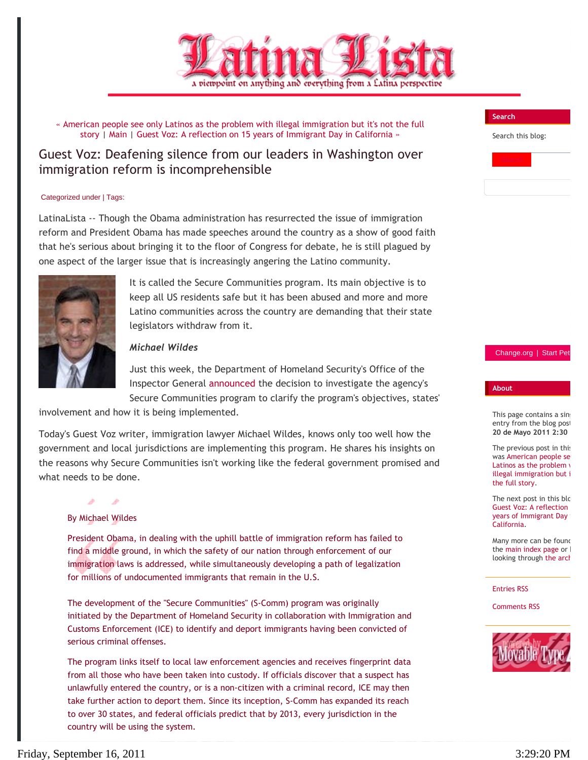# Latina Lista

a viewpoint on anything and everything from a Latina perspective

« American people see only Latinos as the problem with illegal immigration but it's not the full story | Main | Guest Voz: A reflection on 15 years of Immigrant Day in California »

## Guest Voz: Deafening silence from our leaders in Washington over immigration reform is incomprehensible

Categorized under | Tags:

LatinaLista -- Though the Obama administration has resurrected the issue of immigration reform and President Obama has made speeches around the country as a show of good faith that he's serious about bringing it to the floor of Congress for debate, he is still plagued by one aspect of the larger issue that is increasingly angering the Latino community.

It is called the Secure Communities program. Its main objective is to keep all US residents safe but it has been abused and more and more Latino communities across the country are demanding that their state legislators withdraw from it.

***Michael Wildes***

Just this week, the Department of Homeland Security's Office of the Inspector General announced the decision to investigate the agency's Secure Communities program to clarify the program's objectives, states' involvement and how it is being implemented.

Today's Guest Voz writer, immigration lawyer Michael Wildes, knows only too well how the government and local jurisdictions are implementing this program. He shares his insights on the reasons why Secure Communities isn't working like the federal government promised and what needs to be done.

By Michael Wildes

President Obama, in dealing with the uphill battle of immigration reform has failed to find a middle ground, in which the safety of our nation through enforcement of our immigration laws is addressed, while simultaneously developing a path of legalization for millions of undocumented immigrants that remain in the U.S.

The development of the "Secure Communities" (S-Comm) program was originally initiated by the Department of Homeland Security in collaboration with Immigration and Customs Enforcement (ICE) to identify and deport immigrants having been convicted of serious criminal offenses.

The program links itself to local law enforcement agencies and receives fingerprint data from all those who have been taken into custody. If officials discover that a suspect has unlawfully entered the country, or is a non-citizen with a criminal record, ICE may then take further action to deport them. Since its inception, S-Comm has expanded its reach to over 30 states, and federal officials predict that by 2013, every jurisdiction in the country will be using the system.

Search

Search this blog:

Change.org | Start Pet

About

This page contains a sin entry from the blog post 20 de Mayo 2011 2:30

The previous post in thi was American people se Latinos as the problem illegal immigration but i the full story.

The next post in this bl Guest Voz: A reflection years of Immigrant Day California.

Many more can be found the main index page or looking through the arch

Entries RSS

Comments RSS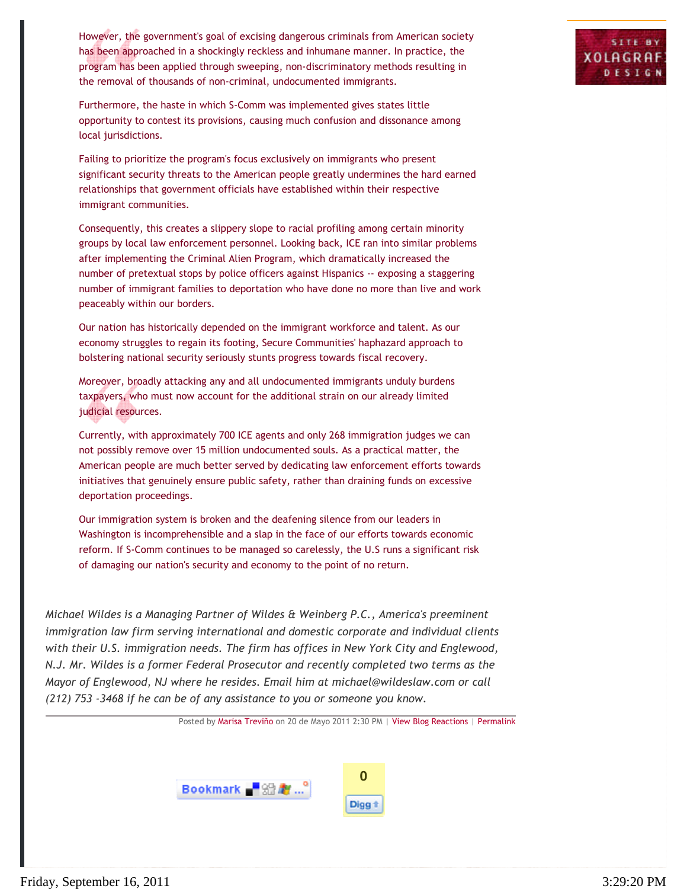However, the government's goal of excising dangerous criminals from American society has been approached in a shockingly reckless and inhumane manner. In practice, the program has been applied through sweeping, non-discriminatory methods resulting in the removal of thousands of non-criminal, undocumented immigrants.

Furthermore, the haste in which S-Comm was implemented gives states little opportunity to contest its provisions, causing much confusion and dissonance among local jurisdictions.

Failing to prioritize the program's focus exclusively on immigrants who present significant security threats to the American people greatly undermines the hard earned relationships that government officials have established within their respective immigrant communities.

Consequently, this creates a slippery slope to racial profiling among certain minority groups by local law enforcement personnel. Looking back, ICE ran into similar problems after implementing the Criminal Alien Program, which dramatically increased the number of pretextual stops by police officers against Hispanics -- exposing a staggering number of immigrant families to deportation who have done no more than live and work peaceably within our borders.

Our nation has historically depended on the immigrant workforce and talent. As our economy struggles to regain its footing, Secure Communities' haphazard approach to bolstering national security seriously stunts progress towards fiscal recovery.

Moreover, broadly attacking any and all undocumented immigrants unduly burdens taxpayers, who must now account for the additional strain on our already limited judicial resources.

Currently, with approximately 700 ICE agents and only 268 immigration judges we can not possibly remove over 15 million undocumented souls. As a practical matter, the American people are much better served by dedicating law enforcement efforts towards initiatives that genuinely ensure public safety, rather than draining funds on excessive deportation proceedings.

Our immigration system is broken and the deafening silence from our leaders in Washington is incomprehensible and a slap in the face of our efforts towards economic reform. If S-Comm continues to be managed so carelessly, the U.S runs a significant risk of damaging our nation's security and economy to the point of no return.

*Michael Wildes is a Managing Partner of Wildes & Weinberg P.C., America's preeminent immigration law firm serving international and domestic corporate and individual clients with their U.S. immigration needs. The firm has offices in New York City and Englewood, N.J. Mr. Wildes is a former Federal Prosecutor and recently completed two terms as the Mayor of Englewood, NJ where he resides. Email him at michael@wildeslaw.com or call (212) 753 -3468 if he can be of any assistance to you or someone you know.*

Posted by Marisa Treviño on 20 de Mayo 2011 2:30 PM | View Blog Reactions | Permalink

Bookmark

0

Digg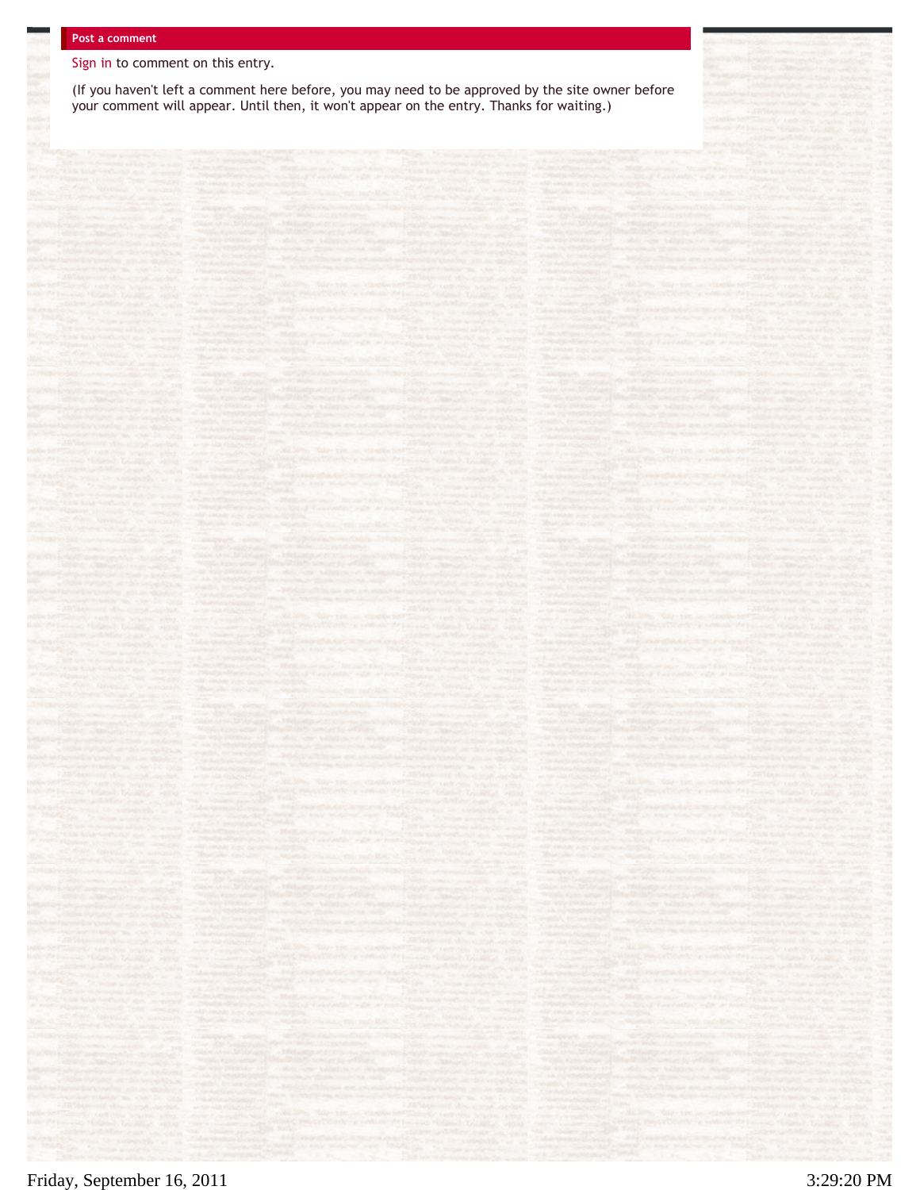#### Post a comment

Sign in to comment on this entry.

(If you haven't left a comment here before, you may need to be approved by the site owner before your comment will appear. Until then, it won't appear on the entry. Thanks for waiting.)